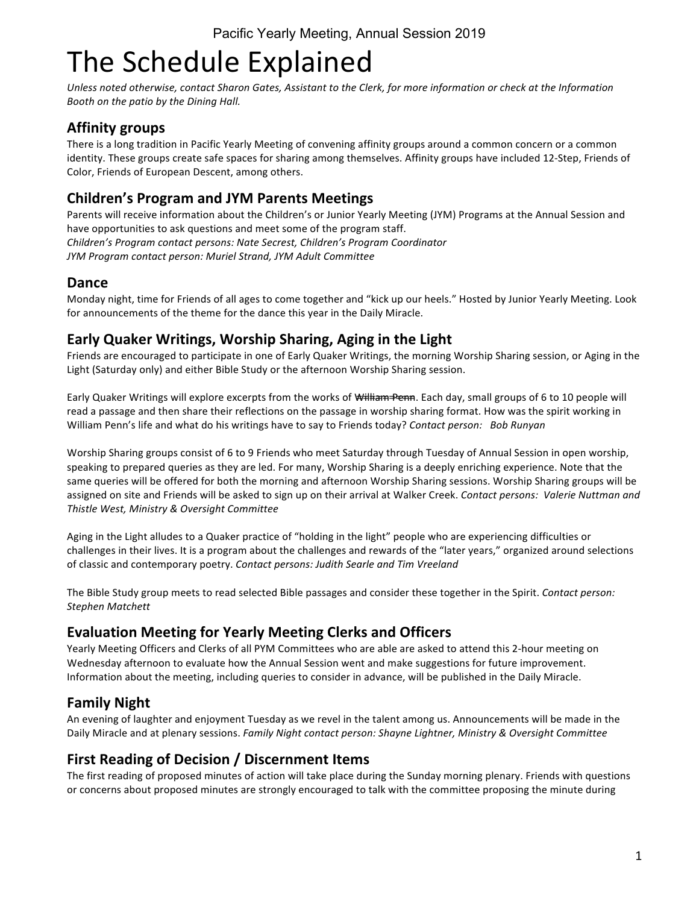# The Schedule Explained

*Unless noted otherwise, contact Sharon Gates, Assistant to the Clerk, for more information or check at the Information Booth on the patio by the Dining Hall.*

## Affinity groups

There is a long tradition in Pacific Yearly Meeting of convening affinity groups around a common concern or a common identity. These groups create safe spaces for sharing among themselves. Affinity groups have included 12-Step, Friends of Color, Friends of European Descent, among others.

## Children's Program and JYM Parents Meetings

Parents will receive information about the Children's or Junior Yearly Meeting (JYM) Programs at the Annual Session and have opportunities to ask questions and meet some of the program staff.
*Children's Program contact persons: Nate Secrest, Children's Program Coordinator*
*JYM Program contact person: Muriel Strand, JYM Adult Committee*

## Dance

Monday night, time for Friends of all ages to come together and "kick up our heels." Hosted by Junior Yearly Meeting. Look for announcements of the theme for the dance this year in the Daily Miracle.

## Early Quaker Writings, Worship Sharing, Aging in the Light

Friends are encouraged to participate in one of Early Quaker Writings, the morning Worship Sharing session, or Aging in the Light (Saturday only) and either Bible Study or the afternoon Worship Sharing session.

Early Quaker Writings will explore excerpts from the works of ~~William Penn~~. Each day, small groups of 6 to 10 people will read a passage and then share their reflections on the passage in worship sharing format. How was the spirit working in William Penn's life and what do his writings have to say to Friends today? *Contact person: Bob Runyan*

Worship Sharing groups consist of 6 to 9 Friends who meet Saturday through Tuesday of Annual Session in open worship, speaking to prepared queries as they are led. For many, Worship Sharing is a deeply enriching experience. Note that the same queries will be offered for both the morning and afternoon Worship Sharing sessions. Worship Sharing groups will be assigned on site and Friends will be asked to sign up on their arrival at Walker Creek. *Contact persons: Valerie Nuttman and Thistle West, Ministry & Oversight Committee*

Aging in the Light alludes to a Quaker practice of "holding in the light" people who are experiencing difficulties or challenges in their lives. It is a program about the challenges and rewards of the "later years," organized around selections of classic and contemporary poetry. *Contact persons: Judith Searle and Tim Vreeland*

The Bible Study group meets to read selected Bible passages and consider these together in the Spirit. *Contact person: Stephen Matchett*

## Evaluation Meeting for Yearly Meeting Clerks and Officers

Yearly Meeting Officers and Clerks of all PYM Committees who are able are asked to attend this 2-hour meeting on Wednesday afternoon to evaluate how the Annual Session went and make suggestions for future improvement. Information about the meeting, including queries to consider in advance, will be published in the Daily Miracle.

## Family Night

An evening of laughter and enjoyment Tuesday as we revel in the talent among us. Announcements will be made in the Daily Miracle and at plenary sessions. *Family Night contact person: Shayne Lightner, Ministry & Oversight Committee*

## First Reading of Decision / Discernment Items

The first reading of proposed minutes of action will take place during the Sunday morning plenary. Friends with questions or concerns about proposed minutes are strongly encouraged to talk with the committee proposing the minute during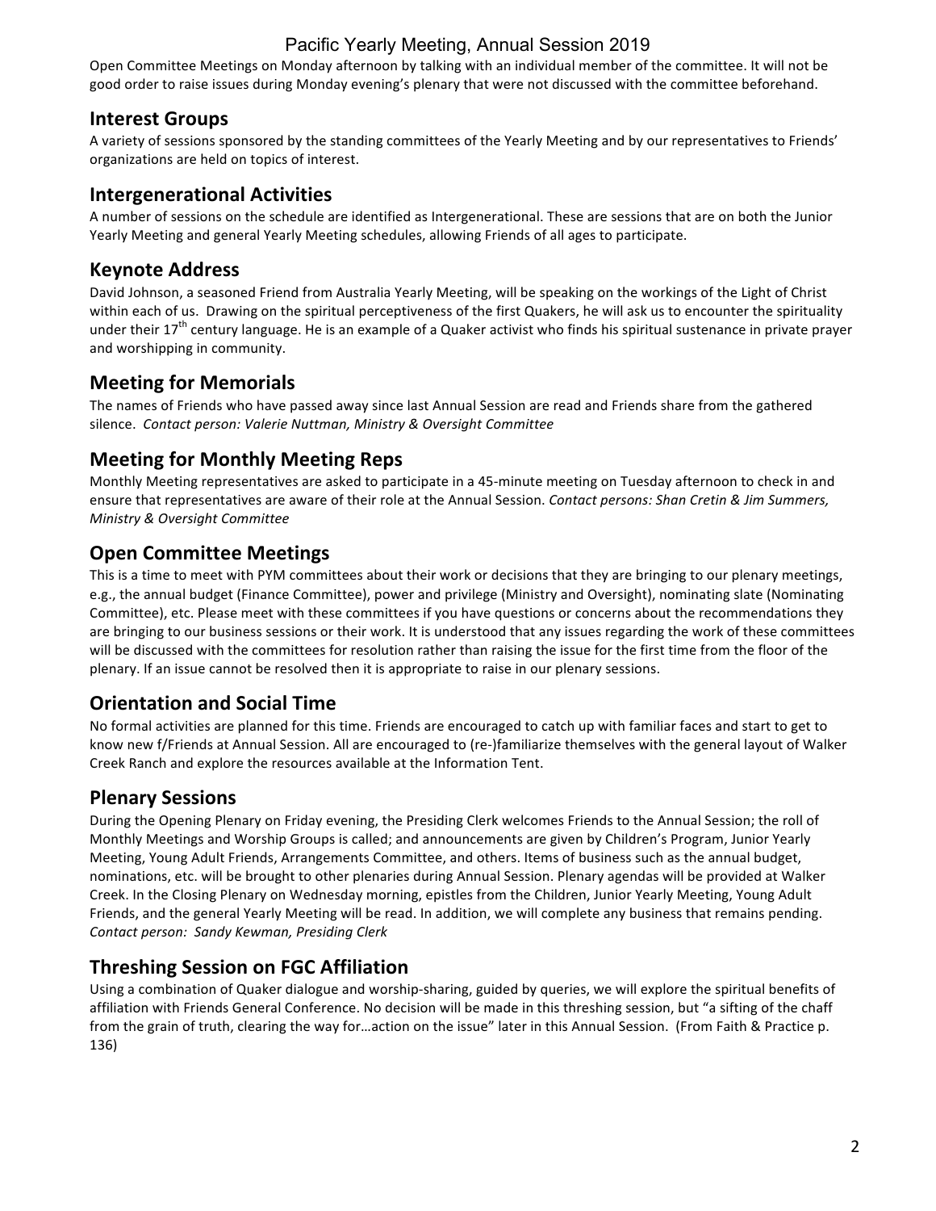Open Committee Meetings on Monday afternoon by talking with an individual member of the committee. It will not be good order to raise issues during Monday evening's plenary that were not discussed with the committee beforehand.

## Interest Groups

A variety of sessions sponsored by the standing committees of the Yearly Meeting and by our representatives to Friends' organizations are held on topics of interest.

## Intergenerational Activities

A number of sessions on the schedule are identified as Intergenerational. These are sessions that are on both the Junior Yearly Meeting and general Yearly Meeting schedules, allowing Friends of all ages to participate.

## Keynote Address

David Johnson, a seasoned Friend from Australia Yearly Meeting, will be speaking on the workings of the Light of Christ within each of us. Drawing on the spiritual perceptiveness of the first Quakers, he will ask us to encounter the spirituality under their 17th century language. He is an example of a Quaker activist who finds his spiritual sustenance in private prayer and worshipping in community.

## Meeting for Memorials

The names of Friends who have passed away since last Annual Session are read and Friends share from the gathered silence. *Contact person: Valerie Nuttman, Ministry & Oversight Committee*

## Meeting for Monthly Meeting Reps

Monthly Meeting representatives are asked to participate in a 45-minute meeting on Tuesday afternoon to check in and ensure that representatives are aware of their role at the Annual Session. *Contact persons: Shan Cretin & Jim Summers, Ministry & Oversight Committee*

## Open Committee Meetings

This is a time to meet with PYM committees about their work or decisions that they are bringing to our plenary meetings, e.g., the annual budget (Finance Committee), power and privilege (Ministry and Oversight), nominating slate (Nominating Committee), etc. Please meet with these committees if you have questions or concerns about the recommendations they are bringing to our business sessions or their work. It is understood that any issues regarding the work of these committees will be discussed with the committees for resolution rather than raising the issue for the first time from the floor of the plenary. If an issue cannot be resolved then it is appropriate to raise in our plenary sessions.

## Orientation and Social Time

No formal activities are planned for this time. Friends are encouraged to catch up with familiar faces and start to get to know new f/Friends at Annual Session. All are encouraged to (re-)familiarize themselves with the general layout of Walker Creek Ranch and explore the resources available at the Information Tent.

## Plenary Sessions

During the Opening Plenary on Friday evening, the Presiding Clerk welcomes Friends to the Annual Session; the roll of Monthly Meetings and Worship Groups is called; and announcements are given by Children's Program, Junior Yearly Meeting, Young Adult Friends, Arrangements Committee, and others. Items of business such as the annual budget, nominations, etc. will be brought to other plenaries during Annual Session. Plenary agendas will be provided at Walker Creek. In the Closing Plenary on Wednesday morning, epistles from the Children, Junior Yearly Meeting, Young Adult Friends, and the general Yearly Meeting will be read. In addition, we will complete any business that remains pending. *Contact person: Sandy Kewman, Presiding Clerk*

## Threshing Session on FGC Affiliation

Using a combination of Quaker dialogue and worship-sharing, guided by queries, we will explore the spiritual benefits of affiliation with Friends General Conference. No decision will be made in this threshing session, but "a sifting of the chaff from the grain of truth, clearing the way for…action on the issue" later in this Annual Session. (From Faith & Practice p. 136)